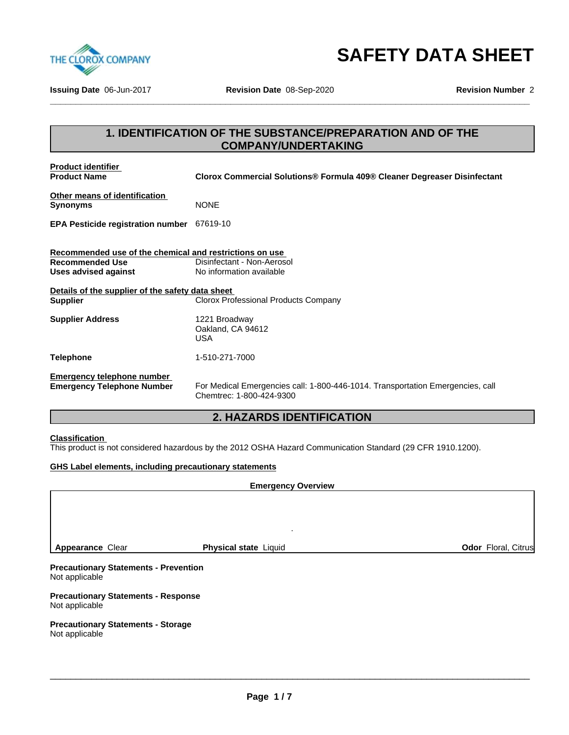THE CLOROX COMPANY

# SAFETY DATA SHEET

**Issuing Date** 06-Jun-2017 **Revision Date** 08-Sep-2020 **Revision Number** 2

## 1. IDENTIFICATION OF THE SUBSTANCE/PREPARATION AND OF THE COMPANY/UNDERTAKING

**Product identifier**

**Product Name** **Clorox Commercial Solutions® Formula 409® Cleaner Degreaser Disinfectant**

**Other means of identification**

**Synonyms** NONE

**EPA Pesticide registration number** 67619-10

**Recommended use of the chemical and restrictions on use**

**Recommended Use** Disinfectant - Non-Aerosol

**Uses advised against** No information available

**Details of the supplier of the safety data sheet**

**Supplier** Clorox Professional Products Company

**Supplier Address** 1221 Broadway
Oakland, CA 94612
USA

**Telephone** 1-510-271-7000

**Emergency telephone number**

**Emergency Telephone Number** For Medical Emergencies call: 1-800-446-1014. Transportation Emergencies, call Chemtrec: 1-800-424-9300

## 2. HAZARDS IDENTIFICATION

**Classification**

This product is not considered hazardous by the 2012 OSHA Hazard Communication Standard (29 CFR 1910.1200).

**GHS Label elements, including precautionary statements**

**Emergency Overview**

**Appearance** Clear **Physical state** Liquid **Odor** Floral, Citrus

**Precautionary Statements - Prevention**
Not applicable

**Precautionary Statements - Response**
Not applicable

**Precautionary Statements - Storage**
Not applicable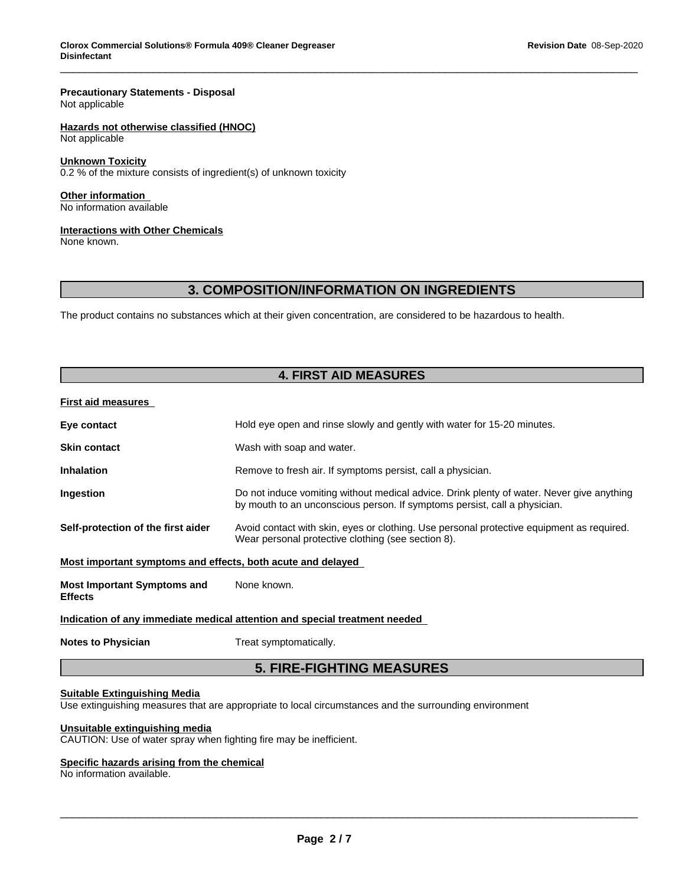**Precautionary Statements - Disposal**
Not applicable

**Hazards not otherwise classified (HNOC)**
Not applicable

**Unknown Toxicity**
0.2 % of the mixture consists of ingredient(s) of unknown toxicity

**Other information**
No information available

**Interactions with Other Chemicals**
None known.

## 3. COMPOSITION/INFORMATION ON INGREDIENTS

The product contains no substances which at their given concentration, are considered to be hazardous to health.

## 4. FIRST AID MEASURES

**First aid measures**

**Eye contact** Hold eye open and rinse slowly and gently with water for 15-20 minutes.

**Skin contact** Wash with soap and water.

**Inhalation** Remove to fresh air. If symptoms persist, call a physician.

**Ingestion** Do not induce vomiting without medical advice. Drink plenty of water. Never give anything by mouth to an unconscious person. If symptoms persist, call a physician.

**Self-protection of the first aider** Avoid contact with skin, eyes or clothing. Use personal protective equipment as required. Wear personal protective clothing (see section 8).

**Most important symptoms and effects, both acute and delayed**

**Most Important Symptoms and Effects** None known.

**Indication of any immediate medical attention and special treatment needed**

**Notes to Physician** Treat symptomatically.

## 5. FIRE-FIGHTING MEASURES

**Suitable Extinguishing Media**
Use extinguishing measures that are appropriate to local circumstances and the surrounding environment

**Unsuitable extinguishing media**
CAUTION: Use of water spray when fighting fire may be inefficient.

**Specific hazards arising from the chemical**
No information available.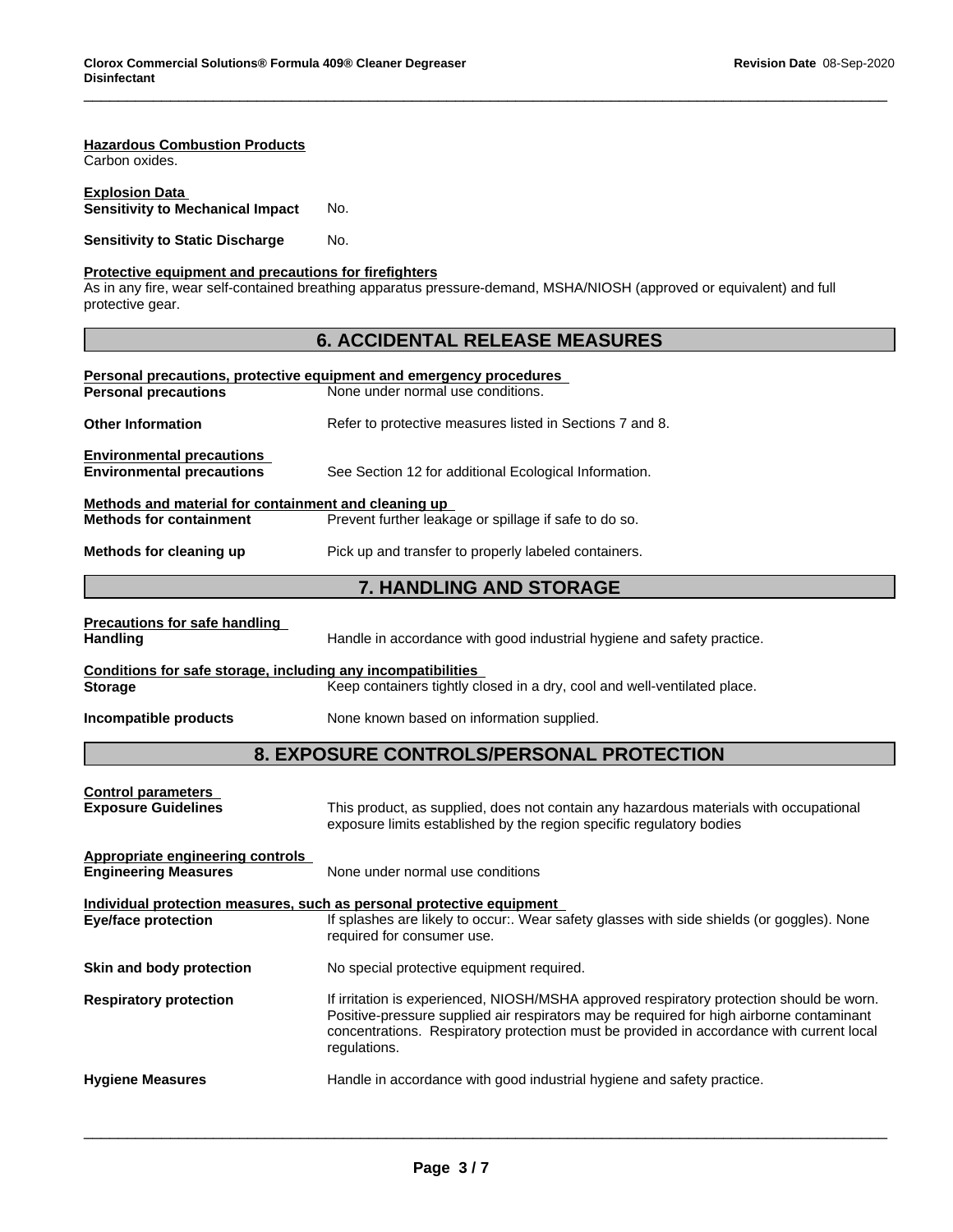**Hazardous Combustion Products**
Carbon oxides.

**Explosion Data**

| | |
|---|---|
| **Sensitivity to Mechanical Impact** | No. |
| **Sensitivity to Static Discharge** | No. |

**Protective equipment and precautions for firefighters**
As in any fire, wear self-contained breathing apparatus pressure-demand, MSHA/NIOSH (approved or equivalent) and full protective gear.

## 6. ACCIDENTAL RELEASE MEASURES

**Personal precautions, protective equipment and emergency procedures**

| | |
|---|---|
| **Personal precautions** | None under normal use conditions. |
| **Other Information** | Refer to protective measures listed in Sections 7 and 8. |

**Environmental precautions**

| | |
|---|---|
| **Environmental precautions** | See Section 12 for additional Ecological Information. |

**Methods and material for containment and cleaning up**

| | |
|---|---|
| **Methods for containment** | Prevent further leakage or spillage if safe to do so. |
| **Methods for cleaning up** | Pick up and transfer to properly labeled containers. |

## 7. HANDLING AND STORAGE

**Precautions for safe handling**

| | |
|---|---|
| **Handling** | Handle in accordance with good industrial hygiene and safety practice. |

**Conditions for safe storage, including any incompatibilities**

| | |
|---|---|
| **Storage** | Keep containers tightly closed in a dry, cool and well-ventilated place. |
| **Incompatible products** | None known based on information supplied. |

## 8. EXPOSURE CONTROLS/PERSONAL PROTECTION

**Control parameters**

| | |
|---|---|
| **Exposure Guidelines** | This product, as supplied, does not contain any hazardous materials with occupational exposure limits established by the region specific regulatory bodies |

**Appropriate engineering controls**

| | |
|---|---|
| **Engineering Measures** | None under normal use conditions |

**Individual protection measures, such as personal protective equipment**

| | |
|---|---|
| **Eye/face protection** | If splashes are likely to occur:. Wear safety glasses with side shields (or goggles). None required for consumer use. |
| **Skin and body protection** | No special protective equipment required. |
| **Respiratory protection** | If irritation is experienced, NIOSH/MSHA approved respiratory protection should be worn. Positive-pressure supplied air respirators may be required for high airborne contaminant concentrations. Respiratory protection must be provided in accordance with current local regulations. |
| **Hygiene Measures** | Handle in accordance with good industrial hygiene and safety practice. |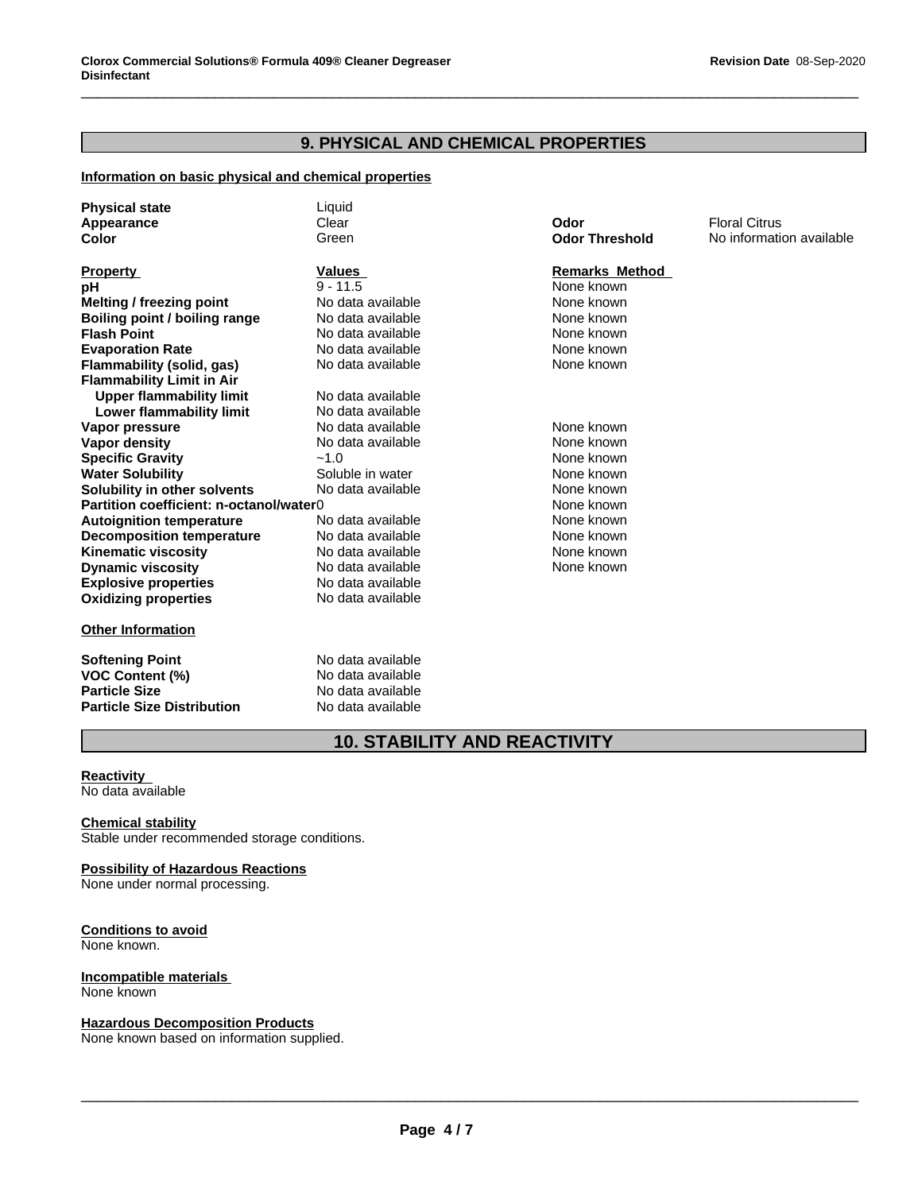## 9. PHYSICAL AND CHEMICAL PROPERTIES

**Information on basic physical and chemical properties**

| | | | |
|---|---|---|---|
| **Physical state** | Liquid | | |
| **Appearance** | Clear | **Odor** | Floral Citrus |
| **Color** | Green | **Odor Threshold** | No information available |

| **Property** | **Values** | **Remarks Method** |
|---|---|---|
| **pH** | 9 - 11.5 | None known |
| **Melting / freezing point** | No data available | None known |
| **Boiling point / boiling range** | No data available | None known |
| **Flash Point** | No data available | None known |
| **Evaporation Rate** | No data available | None known |
| **Flammability (solid, gas)** | No data available | None known |
| **Flammability Limit in Air** | | |
| **Upper flammability limit** | No data available | |
| **Lower flammability limit** | No data available | |
| **Vapor pressure** | No data available | None known |
| **Vapor density** | No data available | None known |
| **Specific Gravity** | ~1.0 | None known |
| **Water Solubility** | Soluble in water | None known |
| **Solubility in other solvents** | No data available | None known |
| **Partition coefficient: n-octanol/water** | 0 | None known |
| **Autoignition temperature** | No data available | None known |
| **Decomposition temperature** | No data available | None known |
| **Kinematic viscosity** | No data available | None known |
| **Dynamic viscosity** | No data available | None known |
| **Explosive properties** | No data available | |
| **Oxidizing properties** | No data available | |

**Other Information**

| | |
|---|---|
| **Softening Point** | No data available |
| **VOC Content (%)** | No data available |
| **Particle Size** | No data available |
| **Particle Size Distribution** | No data available |

## 10. STABILITY AND REACTIVITY

**Reactivity**
No data available

**Chemical stability**
Stable under recommended storage conditions.

**Possibility of Hazardous Reactions**
None under normal processing.

**Conditions to avoid**
None known.

**Incompatible materials**
None known

**Hazardous Decomposition Products**
None known based on information supplied.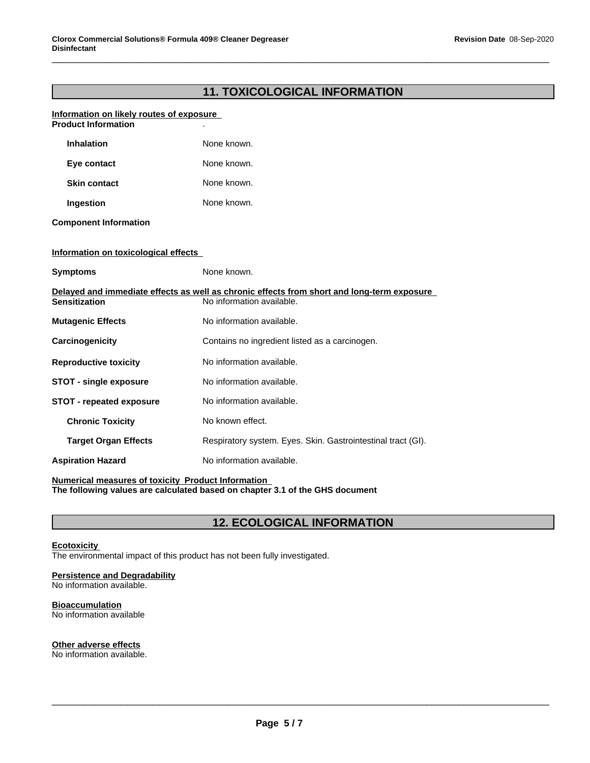## 11. TOXICOLOGICAL INFORMATION

**Information on likely routes of exposure**

**Product Information** .

| | |
|---|---|
| **Inhalation** | None known. |
| **Eye contact** | None known. |
| **Skin contact** | None known. |
| **Ingestion** | None known. |

**Component Information**

**Information on toxicological effects**

| | |
|---|---|
| **Symptoms** | None known. |

**Delayed and immediate effects as well as chronic effects from short and long-term exposure**

| | |
|---|---|
| **Sensitization** | No information available. |
| **Mutagenic Effects** | No information available. |
| **Carcinogenicity** | Contains no ingredient listed as a carcinogen. |
| **Reproductive toxicity** | No information available. |
| **STOT - single exposure** | No information available. |
| **STOT - repeated exposure** | No information available. |
| **Chronic Toxicity** | No known effect. |
| **Target Organ Effects** | Respiratory system. Eyes. Skin. Gastrointestinal tract (GI). |
| **Aspiration Hazard** | No information available. |

**Numerical measures of toxicity Product Information**
**The following values are calculated based on chapter 3.1 of the GHS document**

## 12. ECOLOGICAL INFORMATION

**Ecotoxicity**
The environmental impact of this product has not been fully investigated.

**Persistence and Degradability**
No information available.

**Bioaccumulation**
No information available

**Other adverse effects**
No information available.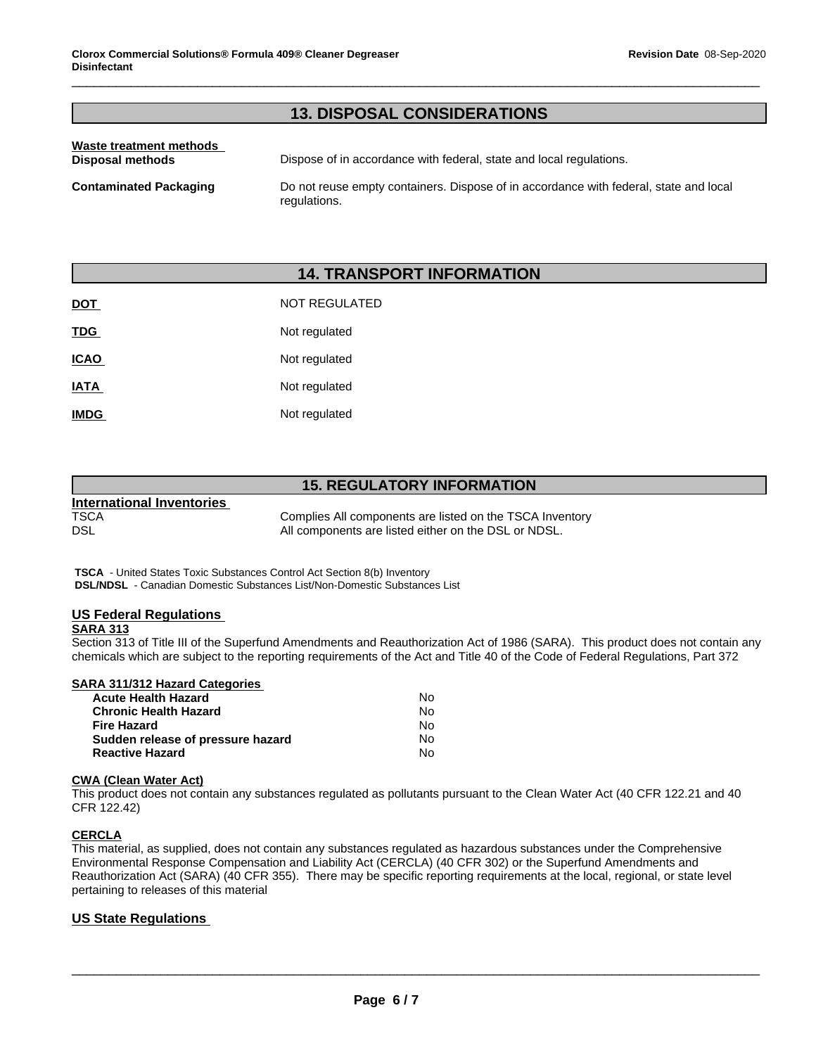## 13. DISPOSAL CONSIDERATIONS

**Waste treatment methods**

**Disposal methods** Dispose of in accordance with federal, state and local regulations.

**Contaminated Packaging** Do not reuse empty containers. Dispose of in accordance with federal, state and local regulations.

## 14. TRANSPORT INFORMATION

| | |
|---|---|
| **DOT** | NOT REGULATED |
| **TDG** | Not regulated |
| **ICAO** | Not regulated |
| **IATA** | Not regulated |
| **IMDG** | Not regulated |

## 15. REGULATORY INFORMATION

**International Inventories**

| | |
|---|---|
| TSCA | Complies All components are listed on the TSCA Inventory |
| DSL | All components are listed either on the DSL or NDSL. |

**TSCA** - United States Toxic Substances Control Act Section 8(b) Inventory
**DSL/NDSL** - Canadian Domestic Substances List/Non-Domestic Substances List

### US Federal Regulations

**SARA 313**

Section 313 of Title III of the Superfund Amendments and Reauthorization Act of 1986 (SARA). This product does not contain any chemicals which are subject to the reporting requirements of the Act and Title 40 of the Code of Federal Regulations, Part 372

**SARA 311/312 Hazard Categories**

| | |
|---|---|
| **Acute Health Hazard** | No |
| **Chronic Health Hazard** | No |
| **Fire Hazard** | No |
| **Sudden release of pressure hazard** | No |
| **Reactive Hazard** | No |

**CWA (Clean Water Act)**

This product does not contain any substances regulated as pollutants pursuant to the Clean Water Act (40 CFR 122.21 and 40 CFR 122.42)

**CERCLA**

This material, as supplied, does not contain any substances regulated as hazardous substances under the Comprehensive Environmental Response Compensation and Liability Act (CERCLA) (40 CFR 302) or the Superfund Amendments and Reauthorization Act (SARA) (40 CFR 355). There may be specific reporting requirements at the local, regional, or state level pertaining to releases of this material

### US State Regulations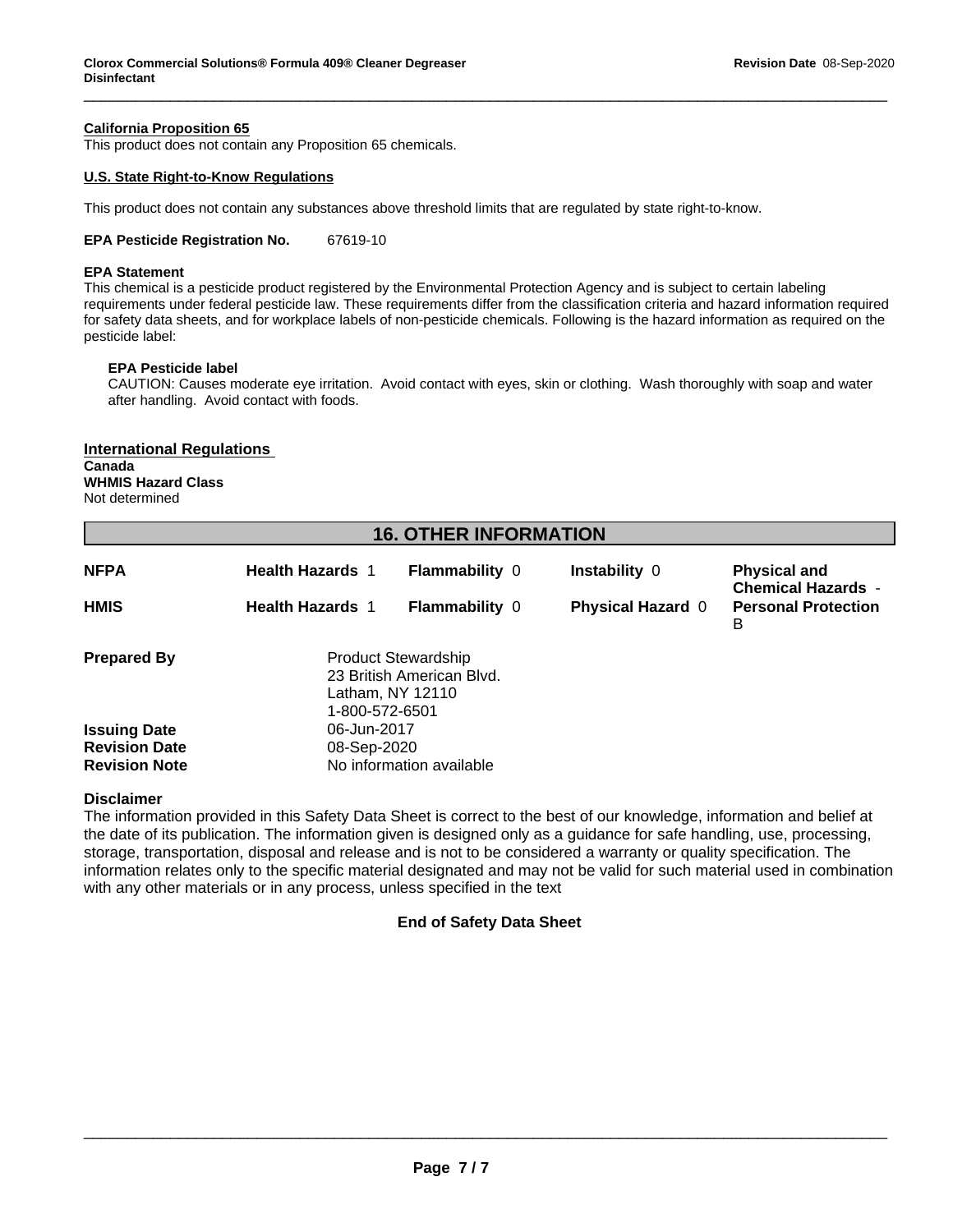#### California Proposition 65

This product does not contain any Proposition 65 chemicals.

#### U.S. State Right-to-Know Regulations

This product does not contain any substances above threshold limits that are regulated by state right-to-know.

**EPA Pesticide Registration No.** 67619-10

**EPA Statement**

This chemical is a pesticide product registered by the Environmental Protection Agency and is subject to certain labeling requirements under federal pesticide law. These requirements differ from the classification criteria and hazard information required for safety data sheets, and for workplace labels of non-pesticide chemicals. Following is the hazard information as required on the pesticide label:

**EPA Pesticide label**

CAUTION: Causes moderate eye irritation. Avoid contact with eyes, skin or clothing. Wash thoroughly with soap and water after handling. Avoid contact with foods.

#### International Regulations

**Canada**

**WHMIS Hazard Class**

Not determined

## 16. OTHER INFORMATION

| | | | | |
|---|---|---|---|---|
| **NFPA** | **Health Hazards** 1 | **Flammability** 0 | **Instability** 0 | **Physical and Chemical Hazards** - |
| **HMIS** | **Health Hazards** 1 | **Flammability** 0 | **Physical Hazard** 0 | **Personal Protection** B |

**Prepared By**
Product Stewardship
23 British American Blvd.
Latham, NY 12110
1-800-572-6501

**Issuing Date** 06-Jun-2017

**Revision Date** 08-Sep-2020

**Revision Note** No information available

**Disclaimer**

The information provided in this Safety Data Sheet is correct to the best of our knowledge, information and belief at the date of its publication. The information given is designed only as a guidance for safe handling, use, processing, storage, transportation, disposal and release and is not to be considered a warranty or quality specification. The information relates only to the specific material designated and may not be valid for such material used in combination with any other materials or in any process, unless specified in the text

**End of Safety Data Sheet**